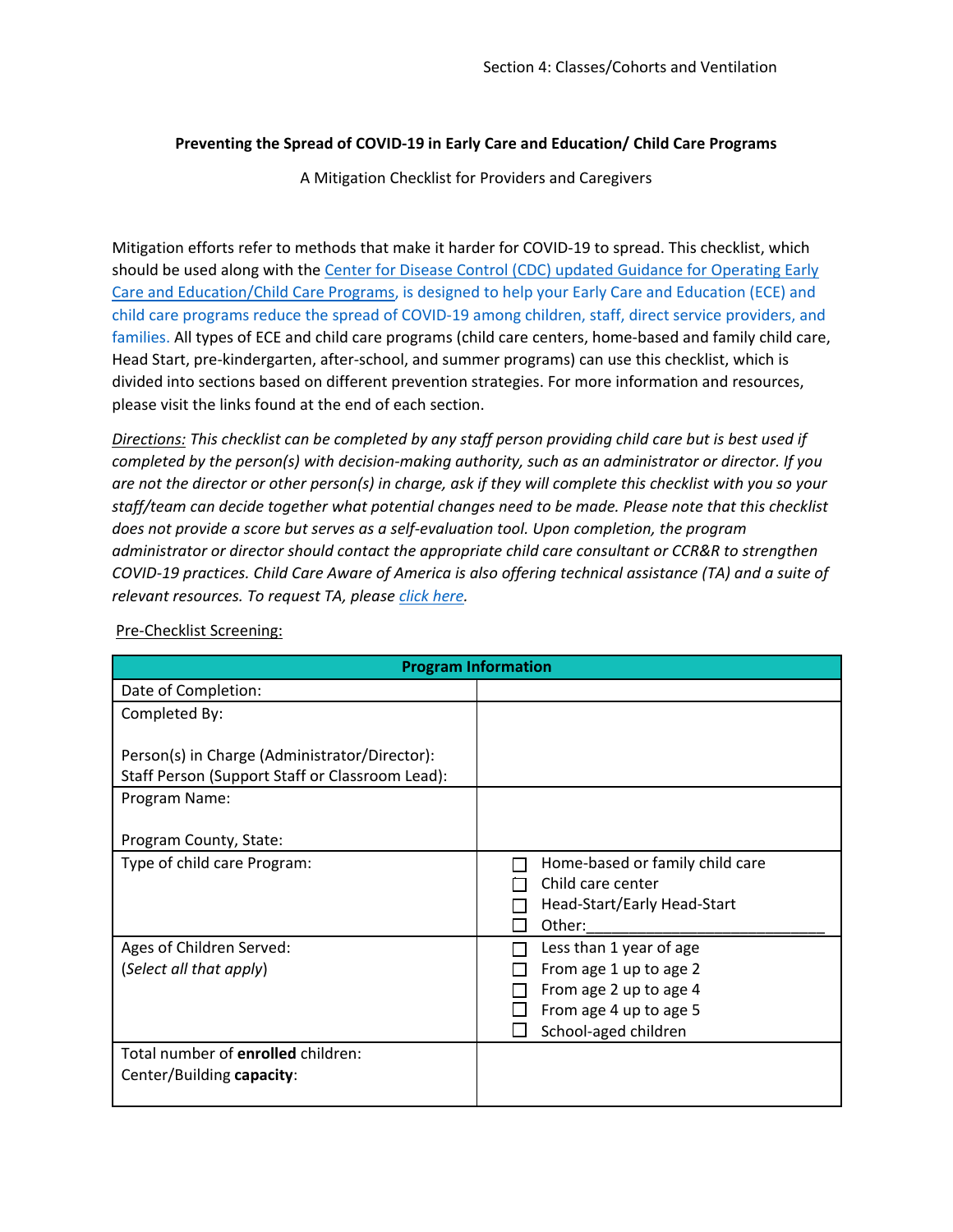**Preventing the Spread of COVID-19 in Early Care and Education/ Child Care Programs**

A Mitigation Checklist for Providers and Caregivers

Mitigation efforts refer to methods that make it harder for COVID-19 to spread. This checklist, which should be used along with the Center for Disease Control (CDC) updated Guidance for Operating Early Care and Education/Child Care Programs, is designed to help your Early Care and Education (ECE) and child care programs reduce the spread of COVID-19 among children, staff, direct service providers, and families. All types of ECE and child care programs (child care centers, home-based and family child care, Head Start, pre-kindergarten, after-school, and summer programs) can use this checklist, which is divided into sections based on different prevention strategies. For more information and resources, please visit the links found at the end of each section.

*Directions: This checklist can be completed by any staff person providing child care but is best used if completed by the person(s) with decision-making authority, such as an administrator or director. If you are not the director or other person(s) in charge, ask if they will complete this checklist with you so your staff/team can decide together what potential changes need to be made. Please note that this checklist does not provide a score but serves as a self-evaluation tool. Upon completion, the program administrator or director should contact the appropriate child care consultant or CCR&R to strengthen COVID-19 practices. Child Care Aware of America is also offering technical assistance (TA) and a suite of relevant resources. To request TA, please click here.*

Pre-Checklist Screening:

| **Program Information** | |
|---|---|
| Date of Completion: | |
| Completed By:<br><br>Person(s) in Charge (Administrator/Director):<br>Staff Person (Support Staff or Classroom Lead): | |
| Program Name:<br><br>Program County, State: | |
| Type of child care Program: | ☐ Home-based or family child care<br>☐ Child care center<br>☐ Head-Start/Early Head-Start<br>☐ Other:______________________ |
| Ages of Children Served:<br>(*Select all that apply*) | ☐ Less than 1 year of age<br>☐ From age 1 up to age 2<br>☐ From age 2 up to age 4<br>☐ From age 4 up to age 5<br>☐ School-aged children |
| Total number of **enrolled** children:<br>Center/Building **capacity**: | |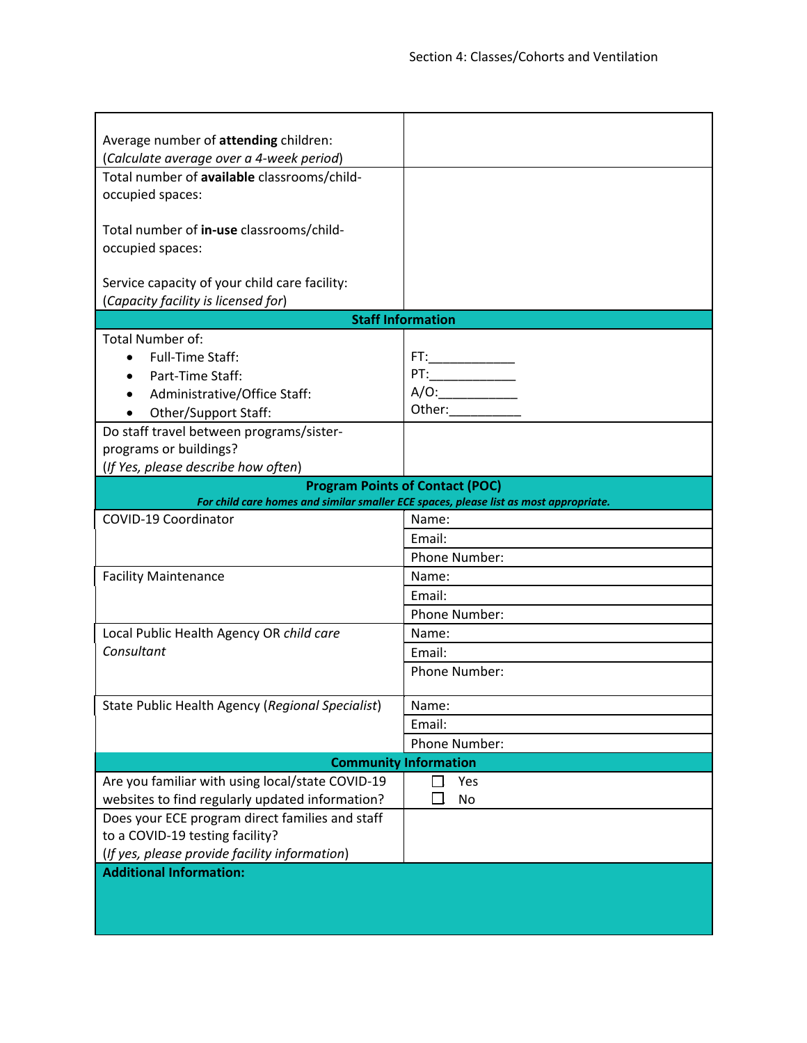## Section 4: Classes/Cohorts and Ventilation

| | |
|---|---|
| Average number of **attending** children: (*Calculate average over a 4-week period*) | |
| Total number of **available** classrooms/child-occupied spaces:<br><br>Total number of **in-use** classrooms/child-occupied spaces:<br><br>Service capacity of your child care facility: (*Capacity facility is licensed for*) | |
| **Staff Information** | |
| Total Number of:<br>• Full-Time Staff:<br>• Part-Time Staff:<br>• Administrative/Office Staff:<br>• Other/Support Staff: | FT:\_\_\_\_\_\_\_\_\_\_\_\_<br>PT:\_\_\_\_\_\_\_\_\_\_\_\_<br>A/O:\_\_\_\_\_\_\_\_\_\_\_<br>Other:\_\_\_\_\_\_\_\_\_\_ |
| Do staff travel between programs/sister-programs or buildings? (*If Yes, please describe how often*) | |
| **Program Points of Contact (POC)**<br>***For child care homes and similar smaller ECE spaces, please list as most appropriate.*** | |
| COVID-19 Coordinator | Name:<br>Email:<br>Phone Number: |
| Facility Maintenance | Name:<br>Email:<br>Phone Number: |
| Local Public Health Agency OR *child care Consultant* | Name:<br>Email:<br>Phone Number: |
| State Public Health Agency (*Regional Specialist*) | Name:<br>Email:<br>Phone Number: |
| **Community Information** | |
| Are you familiar with using local/state COVID-19 websites to find regularly updated information? | ☐ Yes<br>☐ No |
| Does your ECE program direct families and staff to a COVID-19 testing facility? (*If yes, please provide facility information*) | |
| **Additional Information:** | |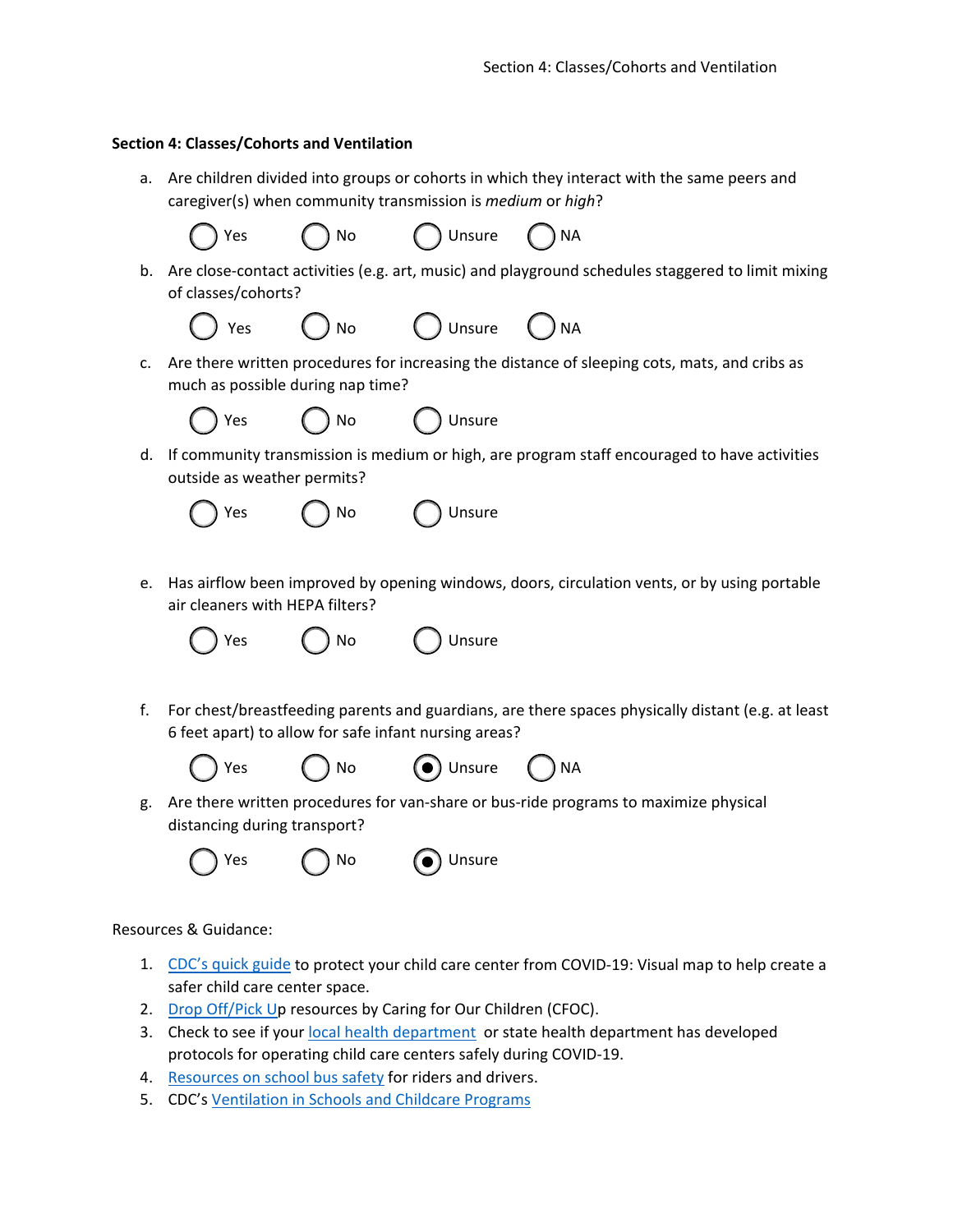**Section 4: Classes/Cohorts and Ventilation**

a. Are children divided into groups or cohorts in which they interact with the same peers and caregiver(s) when community transmission is *medium* or *high*?

◯ Yes ◯ No ◯ Unsure ◯ NA

b. Are close-contact activities (e.g. art, music) and playground schedules staggered to limit mixing of classes/cohorts?

◯ Yes ◯ No ◯ Unsure ◯ NA

c. Are there written procedures for increasing the distance of sleeping cots, mats, and cribs as much as possible during nap time?

◯ Yes ◯ No ◯ Unsure

d. If community transmission is medium or high, are program staff encouraged to have activities outside as weather permits?

◯ Yes ◯ No ◯ Unsure

e. Has airflow been improved by opening windows, doors, circulation vents, or by using portable air cleaners with HEPA filters?

◯ Yes ◯ No ◯ Unsure

f. For chest/breastfeeding parents and guardians, are there spaces physically distant (e.g. at least 6 feet apart) to allow for safe infant nursing areas?

◯ Yes ◯ No ◉ Unsure ◯ NA

g. Are there written procedures for van-share or bus-ride programs to maximize physical distancing during transport?

◯ Yes ◯ No ◉ Unsure

Resources & Guidance:

1. CDC's quick guide to protect your child care center from COVID-19: Visual map to help create a safer child care center space.
2. Drop Off/Pick Up resources by Caring for Our Children (CFOC).
3. Check to see if your local health department or state health department has developed protocols for operating child care centers safely during COVID-19.
4. Resources on school bus safety for riders and drivers.
5. CDC's Ventilation in Schools and Childcare Programs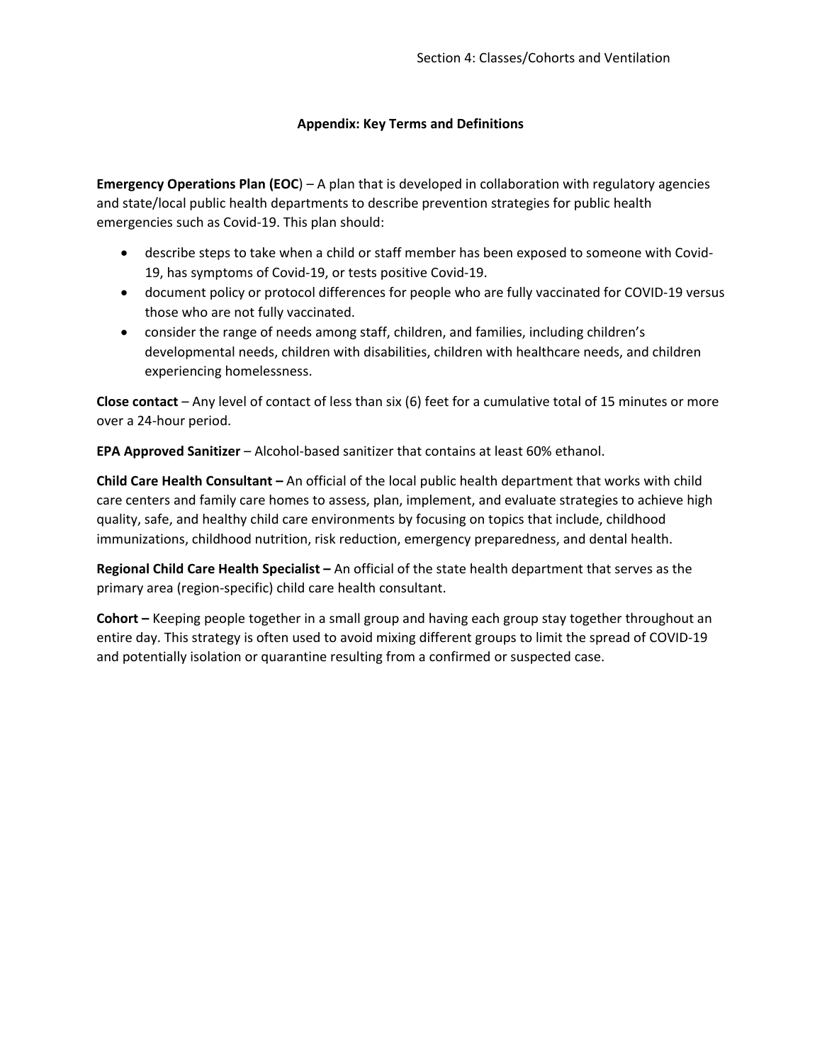## Appendix: Key Terms and Definitions

**Emergency Operations Plan (EOC**) – A plan that is developed in collaboration with regulatory agencies and state/local public health departments to describe prevention strategies for public health emergencies such as Covid-19. This plan should:

- describe steps to take when a child or staff member has been exposed to someone with Covid-19, has symptoms of Covid-19, or tests positive Covid-19.
- document policy or protocol differences for people who are fully vaccinated for COVID-19 versus those who are not fully vaccinated.
- consider the range of needs among staff, children, and families, including children's developmental needs, children with disabilities, children with healthcare needs, and children experiencing homelessness.

**Close contact** – Any level of contact of less than six (6) feet for a cumulative total of 15 minutes or more over a 24-hour period.

**EPA Approved Sanitizer** – Alcohol-based sanitizer that contains at least 60% ethanol.

**Child Care Health Consultant –** An official of the local public health department that works with child care centers and family care homes to assess, plan, implement, and evaluate strategies to achieve high quality, safe, and healthy child care environments by focusing on topics that include, childhood immunizations, childhood nutrition, risk reduction, emergency preparedness, and dental health.

**Regional Child Care Health Specialist –** An official of the state health department that serves as the primary area (region-specific) child care health consultant.

**Cohort –** Keeping people together in a small group and having each group stay together throughout an entire day. This strategy is often used to avoid mixing different groups to limit the spread of COVID-19 and potentially isolation or quarantine resulting from a confirmed or suspected case.